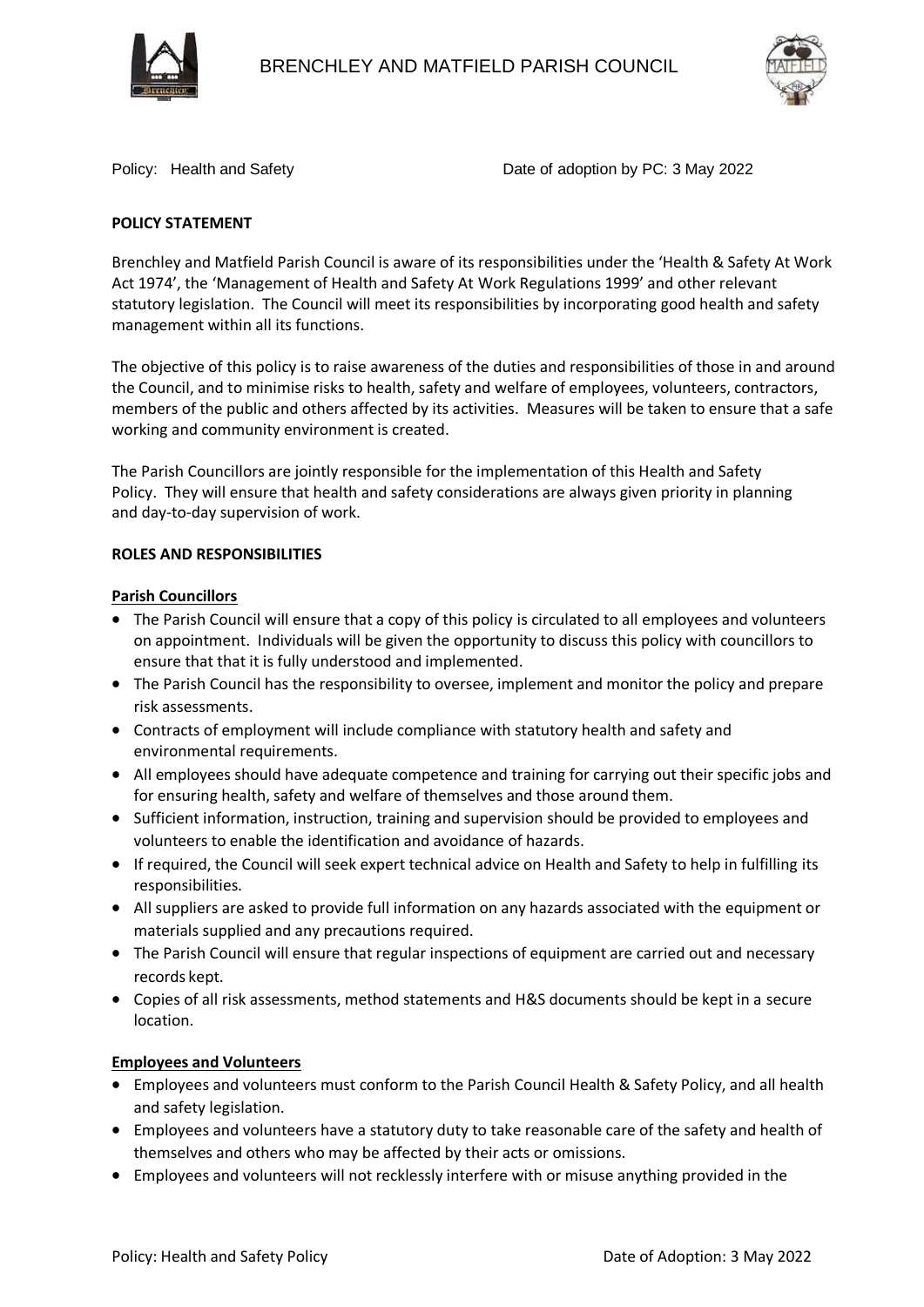BRENCHLEY AND MATFIELD PARISH COUNCIL

Policy: Health and Safety Date of adoption by PC: 3 May 2022

**POLICY STATEMENT**

Brenchley and Matfield Parish Council is aware of its responsibilities under the 'Health & Safety At Work Act 1974', the 'Management of Health and Safety At Work Regulations 1999' and other relevant statutory legislation. The Council will meet its responsibilities by incorporating good health and safety management within all its functions.

The objective of this policy is to raise awareness of the duties and responsibilities of those in and around the Council, and to minimise risks to health, safety and welfare of employees, volunteers, contractors, members of the public and others affected by its activities. Measures will be taken to ensure that a safe working and community environment is created.

The Parish Councillors are jointly responsible for the implementation of this Health and Safety Policy. They will ensure that health and safety considerations are always given priority in planning and day-to-day supervision of work.

**ROLES AND RESPONSIBILITIES**

**Parish Councillors**

- The Parish Council will ensure that a copy of this policy is circulated to all employees and volunteers on appointment. Individuals will be given the opportunity to discuss this policy with councillors to ensure that that it is fully understood and implemented.
- The Parish Council has the responsibility to oversee, implement and monitor the policy and prepare risk assessments.
- Contracts of employment will include compliance with statutory health and safety and environmental requirements.
- All employees should have adequate competence and training for carrying out their specific jobs and for ensuring health, safety and welfare of themselves and those around them.
- Sufficient information, instruction, training and supervision should be provided to employees and volunteers to enable the identification and avoidance of hazards.
- If required, the Council will seek expert technical advice on Health and Safety to help in fulfilling its responsibilities.
- All suppliers are asked to provide full information on any hazards associated with the equipment or materials supplied and any precautions required.
- The Parish Council will ensure that regular inspections of equipment are carried out and necessary records kept.
- Copies of all risk assessments, method statements and H&S documents should be kept in a secure location.

**Employees and Volunteers**

- Employees and volunteers must conform to the Parish Council Health & Safety Policy, and all health and safety legislation.
- Employees and volunteers have a statutory duty to take reasonable care of the safety and health of themselves and others who may be affected by their acts or omissions.
- Employees and volunteers will not recklessly interfere with or misuse anything provided in the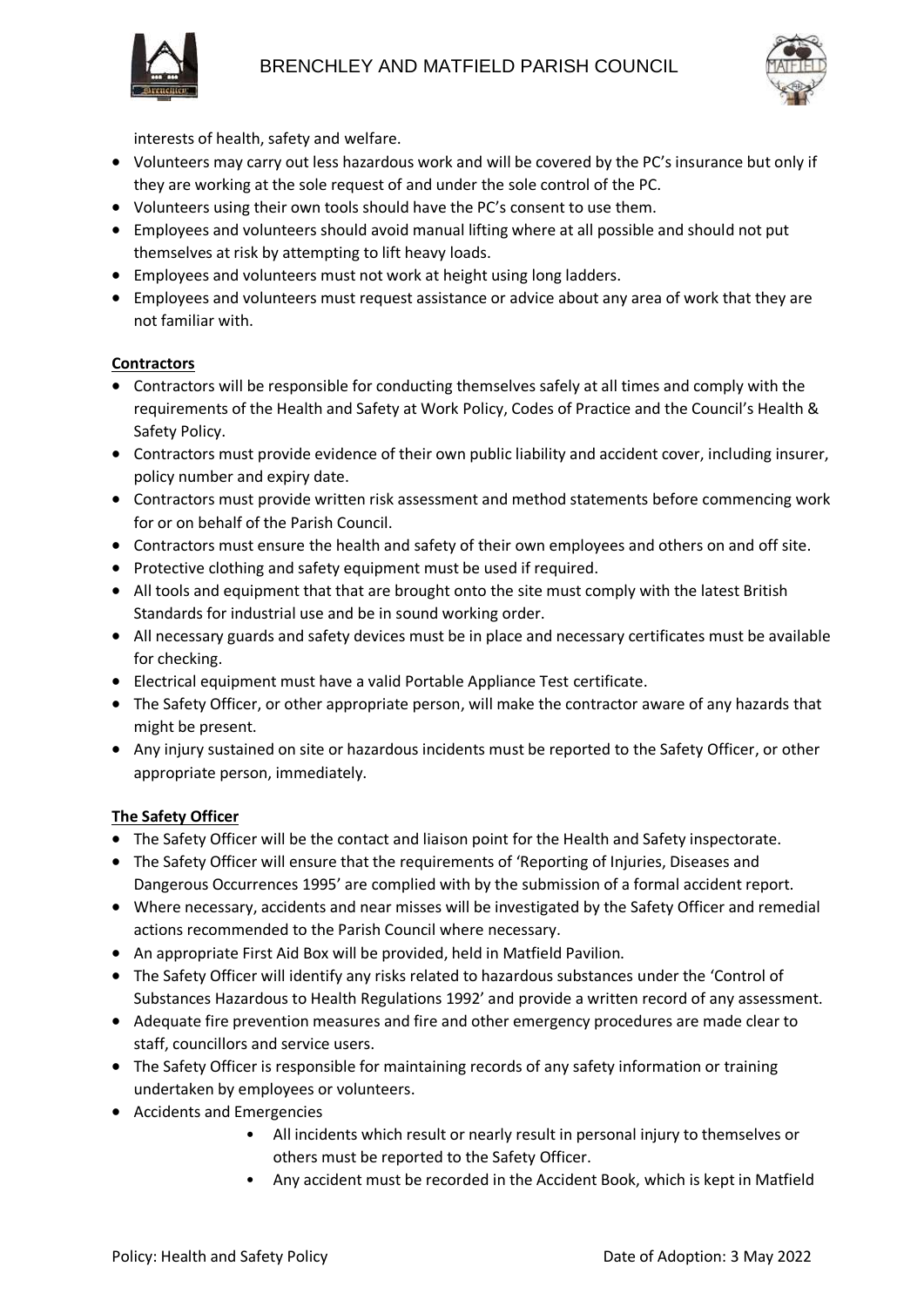interests of health, safety and welfare.

- Volunteers may carry out less hazardous work and will be covered by the PC's insurance but only if they are working at the sole request of and under the sole control of the PC.
- Volunteers using their own tools should have the PC's consent to use them.
- Employees and volunteers should avoid manual lifting where at all possible and should not put themselves at risk by attempting to lift heavy loads.
- Employees and volunteers must not work at height using long ladders.
- Employees and volunteers must request assistance or advice about any area of work that they are not familiar with.

**Contractors**

- Contractors will be responsible for conducting themselves safely at all times and comply with the requirements of the Health and Safety at Work Policy, Codes of Practice and the Council's Health & Safety Policy.
- Contractors must provide evidence of their own public liability and accident cover, including insurer, policy number and expiry date.
- Contractors must provide written risk assessment and method statements before commencing work for or on behalf of the Parish Council.
- Contractors must ensure the health and safety of their own employees and others on and off site.
- Protective clothing and safety equipment must be used if required.
- All tools and equipment that that are brought onto the site must comply with the latest British Standards for industrial use and be in sound working order.
- All necessary guards and safety devices must be in place and necessary certificates must be available for checking.
- Electrical equipment must have a valid Portable Appliance Test certificate.
- The Safety Officer, or other appropriate person, will make the contractor aware of any hazards that might be present.
- Any injury sustained on site or hazardous incidents must be reported to the Safety Officer, or other appropriate person, immediately.

**The Safety Officer**

- The Safety Officer will be the contact and liaison point for the Health and Safety inspectorate.
- The Safety Officer will ensure that the requirements of 'Reporting of Injuries, Diseases and Dangerous Occurrences 1995' are complied with by the submission of a formal accident report.
- Where necessary, accidents and near misses will be investigated by the Safety Officer and remedial actions recommended to the Parish Council where necessary.
- An appropriate First Aid Box will be provided, held in Matfield Pavilion.
- The Safety Officer will identify any risks related to hazardous substances under the 'Control of Substances Hazardous to Health Regulations 1992' and provide a written record of any assessment.
- Adequate fire prevention measures and fire and other emergency procedures are made clear to staff, councillors and service users.
- The Safety Officer is responsible for maintaining records of any safety information or training undertaken by employees or volunteers.
- Accidents and Emergencies
    - All incidents which result or nearly result in personal injury to themselves or others must be reported to the Safety Officer.
    - Any accident must be recorded in the Accident Book, which is kept in Matfield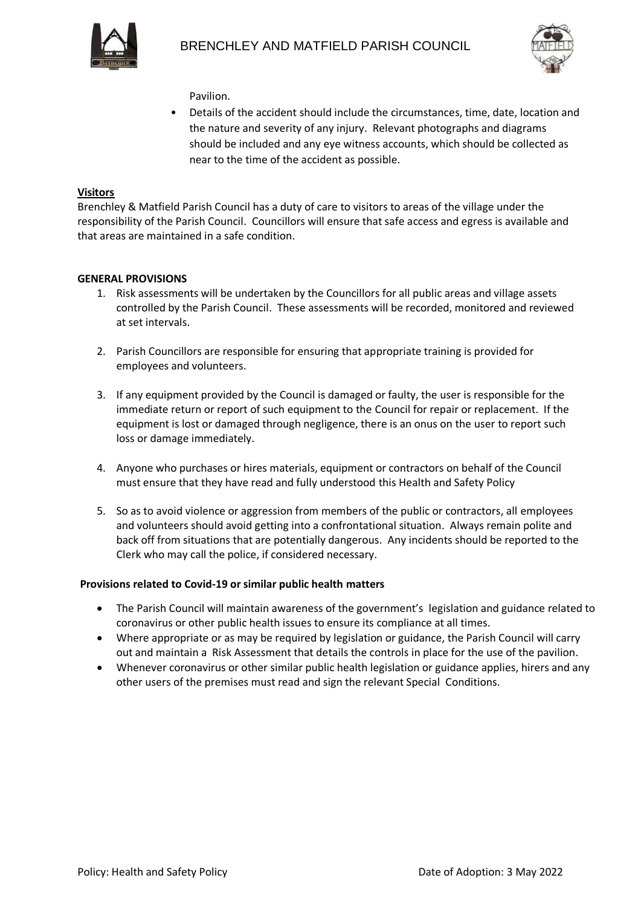Pavilion.

- Details of the accident should include the circumstances, time, date, location and the nature and severity of any injury. Relevant photographs and diagrams should be included and any eye witness accounts, which should be collected as near to the time of the accident as possible.

**Visitors**

Brenchley & Matfield Parish Council has a duty of care to visitors to areas of the village under the responsibility of the Parish Council. Councillors will ensure that safe access and egress is available and that areas are maintained in a safe condition.

**GENERAL PROVISIONS**

1. Risk assessments will be undertaken by the Councillors for all public areas and village assets controlled by the Parish Council. These assessments will be recorded, monitored and reviewed at set intervals.

2. Parish Councillors are responsible for ensuring that appropriate training is provided for employees and volunteers.

3. If any equipment provided by the Council is damaged or faulty, the user is responsible for the immediate return or report of such equipment to the Council for repair or replacement. If the equipment is lost or damaged through negligence, there is an onus on the user to report such loss or damage immediately.

4. Anyone who purchases or hires materials, equipment or contractors on behalf of the Council must ensure that they have read and fully understood this Health and Safety Policy

5. So as to avoid violence or aggression from members of the public or contractors, all employees and volunteers should avoid getting into a confrontational situation. Always remain polite and back off from situations that are potentially dangerous. Any incidents should be reported to the Clerk who may call the police, if considered necessary.

**Provisions related to Covid-19 or similar public health matters**

- The Parish Council will maintain awareness of the government's legislation and guidance related to coronavirus or other public health issues to ensure its compliance at all times.
- Where appropriate or as may be required by legislation or guidance, the Parish Council will carry out and maintain a Risk Assessment that details the controls in place for the use of the pavilion.
- Whenever coronavirus or other similar public health legislation or guidance applies, hirers and any other users of the premises must read and sign the relevant Special Conditions.